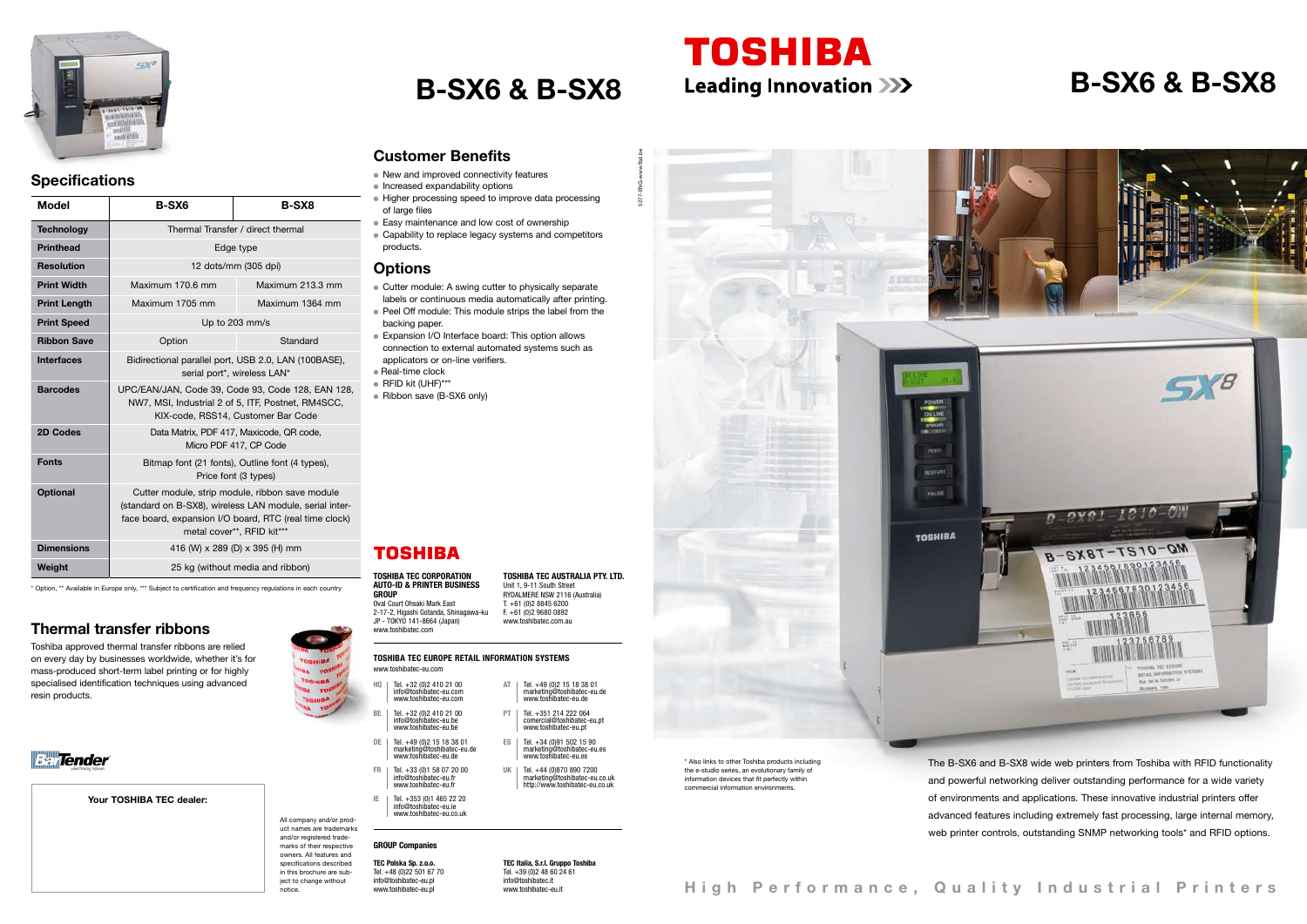# B-SX6 & B-SX8

## Specifications

| Model | B-SX6 | B-SX8 |
|---|---|---|
| Technology | Thermal Transfer / direct thermal | |
| Printhead | Edge type | |
| Resolution | 12 dots/mm (305 dpi) | |
| Print Width | Maximum 170.6 mm | Maximum 213.3 mm |
| Print Length | Maximum 1705 mm | Maximum 1364 mm |
| Print Speed | Up to 203 mm/s | |
| Ribbon Save | Option | Standard |
| Interfaces | Bidirectional parallel port, USB 2.0, LAN (100BASE), serial port*, wireless LAN* | |
| Barcodes | UPC/EAN/JAN, Code 39, Code 93, Code 128, EAN 128, NW7, MSI, Industrial 2 of 5, ITF, Postnet, RM4SCC, KIX-code, RSS14, Customer Bar Code | |
| 2D Codes | Data Matrix, PDF 417, Maxicode, QR code, Micro PDF 417, CP Code | |
| Fonts | Bitmap font (21 fonts), Outline font (4 types), Price font (3 types) | |
| Optional | Cutter module, strip module, ribbon save module (standard on B-SX8), wireless LAN module, serial interface board, expansion I/O board, RTC (real time clock) metal cover**, RFID kit*** | |
| Dimensions | 416 (W) x 289 (D) x 395 (H) mm | |
| Weight | 25 kg (without media and ribbon) | |

* Option, ** Available in Europe only, *** Subject to certification and frequency regulations in each country

## Thermal transfer ribbons

Toshiba approved thermal transfer ribbons are relied on every day by businesses worldwide, whether it's for mass-produced short-term label printing or for highly specialised identification techniques using advanced resin products.

BarTender

**Your TOSHIBA TEC dealer:**

All company and/or product names are trademarks and/or registered trademarks of their respective owners. All features and specifications described in this brochure are subject to change without notice.

## Customer Benefits

- New and improved connectivity features
- Increased expandability options
- Higher processing speed to improve data processing of large files
- Easy maintenance and low cost of ownership
- Capability to replace legacy systems and competitors products.

## Options

- Cutter module: A swing cutter to physically separate labels or continuous media automatically after printing.
- Peel Off module: This module strips the label from the backing paper.
- Expansion I/O Interface board: This option allows connection to external automated systems such as applicators or on-line verifiers.
- Real-time clock
- RFID kit (UHF)***
- Ribbon save (B-SX6 only)

5277-BNG-www.fbd.be

**TOSHIBA**

**TOSHIBA TEC CORPORATION AUTO-ID & PRINTER BUSINESS GROUP**
Oval Court Ohsaki Mark East
2-17-2, Higashi Gotanda, Shinagawa-ku
JP - TOKYO 141-8664 (Japan)
www.toshibatec.com

**TOSHIBA TEC AUSTRALIA PTY. LTD.**
Unit 1, 9-11 South Street
RYDALMERE NSW 2116 (Australia)
T. +61 (0)2 8845 6200
F. +61 (0)2 9680 0892
www.toshibatec.com.au

**TOSHIBA TEC EUROPE RETAIL INFORMATION SYSTEMS**
www.toshibatec-eu.com

HQ | Tel. +32 (0)2 410 21 00, info@toshibatec-eu.com, www.toshibatec-eu.com

BE | Tel. +32 (0)2 410 21 00, info@toshibatec-eu.be, www.toshibatec-eu.be

DE | Tel. +49 (0)2 15 18 38 01, marketing@toshibatec-eu.de, www.toshibatec-eu.de

FR | Tel. +33 (0)1 58 07 20 00, info@toshibatec-eu.fr, www.toshibatec-eu.fr

IE | Tel. +353 (0)1 465 22 20, info@toshibatec-eu.ie, www.toshibatec-eu.co.uk

AT | Tel. +49 (0)2 15 18 38 01, marketing@toshibatec-eu.de, www.toshibatec-eu.de

PT | Tel. +351 214 222 064, comercial@toshibatec-eu.pt, www.toshibatec-eu.pt

ES | Tel. +34 (0)91 502 15 90, marketing@toshibatec-eu.es, www.toshibatec-eu.es

UK | Tel. +44 (0)870 890 7200, marketing@toshibatec-eu.co.uk, http://www.toshibatec-eu.co.uk

**GROUP Companies**

**TEC Polska Sp. z.o.o.**
Tel. +48 (0)22 501 67 70
info@toshibatec-eu.pl
www.toshibatec-eu.pl

**TEC Italia, S.r.l. Gruppo Toshiba**
Tel. +39 (0)2 48 60 24 61
info@toshibatec.it
www.toshibatec-eu.it

# TOSHIBA

Leading Innovation >>>

# B-SX6 & B-SX8

\* Also links to other Toshiba products including the e-studio series, an evolutionary family of information devices that fit perfectly within commercial information environments.

The B-SX6 and B-SX8 wide web printers from Toshiba with RFID functionality and powerful networking deliver outstanding performance for a wide variety of environments and applications. These innovative industrial printers offer advanced features including extremely fast processing, large internal memory, web printer controls, outstanding SNMP networking tools* and RFID options.

High Performance, Quality Industrial Printers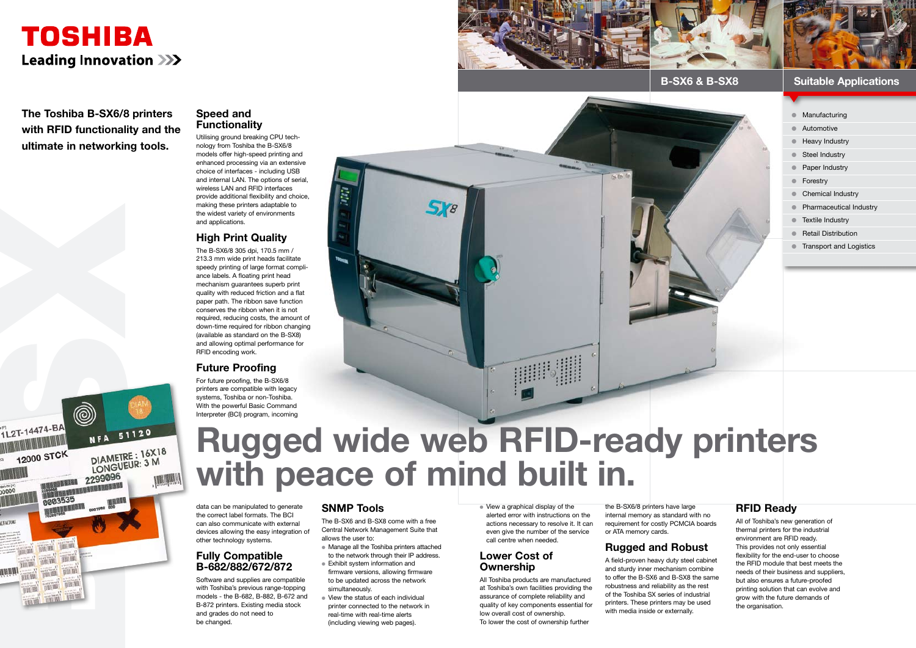# TOSHIBA

**Leading Innovation**

**The Toshiba B-SX6/8 printers with RFID functionality and the ultimate in networking tools.**

## Speed and Functionality

Utilising ground breaking CPU technology from Toshiba the B-SX6/8 models offer high-speed printing and enhanced processing via an extensive choice of interfaces - including USB and internal LAN. The options of serial, wireless LAN and RFID interfaces provide additional flexibility and choice, making these printers adaptable to the widest variety of environments and applications.

## High Print Quality

The B-SX6/8 305 dpi, 170.5 mm / 213.3 mm wide print heads facilitate speedy printing of large format compliance labels. A floating print head mechanism guarantees superb print quality with reduced friction and a flat paper path. The ribbon save function conserves the ribbon when it is not required, reducing costs, the amount of down-time required for ribbon changing (available as standard on the B-SX8) and allowing optimal performance for RFID encoding work.

## Future Proofing

For future proofing, the B-SX6/8 printers are compatible with legacy systems, Toshiba or non-Toshiba. With the powerful Basic Command Interpreter (BCI) program, incoming data can be manipulated to generate the correct label formats. The BCI can also communicate with external devices allowing the easy integration of other technology systems.

## Fully Compatible B-682/882/672/872

Software and supplies are compatible with Toshiba's previous range-topping models - the B-682, B-882, B-672 and B-872 printers. Existing media stock and grades do not need to be changed.

## B-SX6 & B-SX8

## Suitable Applications

- Manufacturing
- Automotive
- Heavy Industry
- Steel Industry
- Paper Industry
- Forestry
- Chemical Industry
- Pharmaceutical Industry
- Textile Industry
- Retail Distribution
- Transport and Logistics

# Rugged wide web RFID-ready printers with peace of mind built in.

## SNMP Tools

The B-SX6 and B-SX8 come with a free Central Network Management Suite that allows the user to:

- Manage all the Toshiba printers attached to the network through their IP address.
- Exhibit system information and firmware versions, allowing firmware to be updated across the network simultaneously.
- View the status of each individual printer connected to the network in real-time with real-time alerts (including viewing web pages).
- View a graphical display of the alerted error with instructions on the actions necessary to resolve it. It can even give the number of the service call centre when needed.

## Lower Cost of Ownership

All Toshiba products are manufactured at Toshiba's own facilities providing the assurance of complete reliability and quality of key components essential for low overall cost of ownership. To lower the cost of ownership further the B-SX6/8 printers have large internal memory as standard with no requirement for costly PCMCIA boards or ATA memory cards.

## Rugged and Robust

A field-proven heavy duty steel cabinet and sturdy inner mechanism combine to offer the B-SX6 and B-SX8 the same robustness and reliability as the rest of the Toshiba SX series of industrial printers. These printers may be used with media inside or externally.

## RFID Ready

All of Toshiba's new generation of thermal printers for the industrial environment are RFID ready. This provides not only essential flexibility for the end-user to choose the RFID module that best meets the needs of their business and suppliers, but also ensures a future-proofed printing solution that can evolve and grow with the future demands of the organisation.